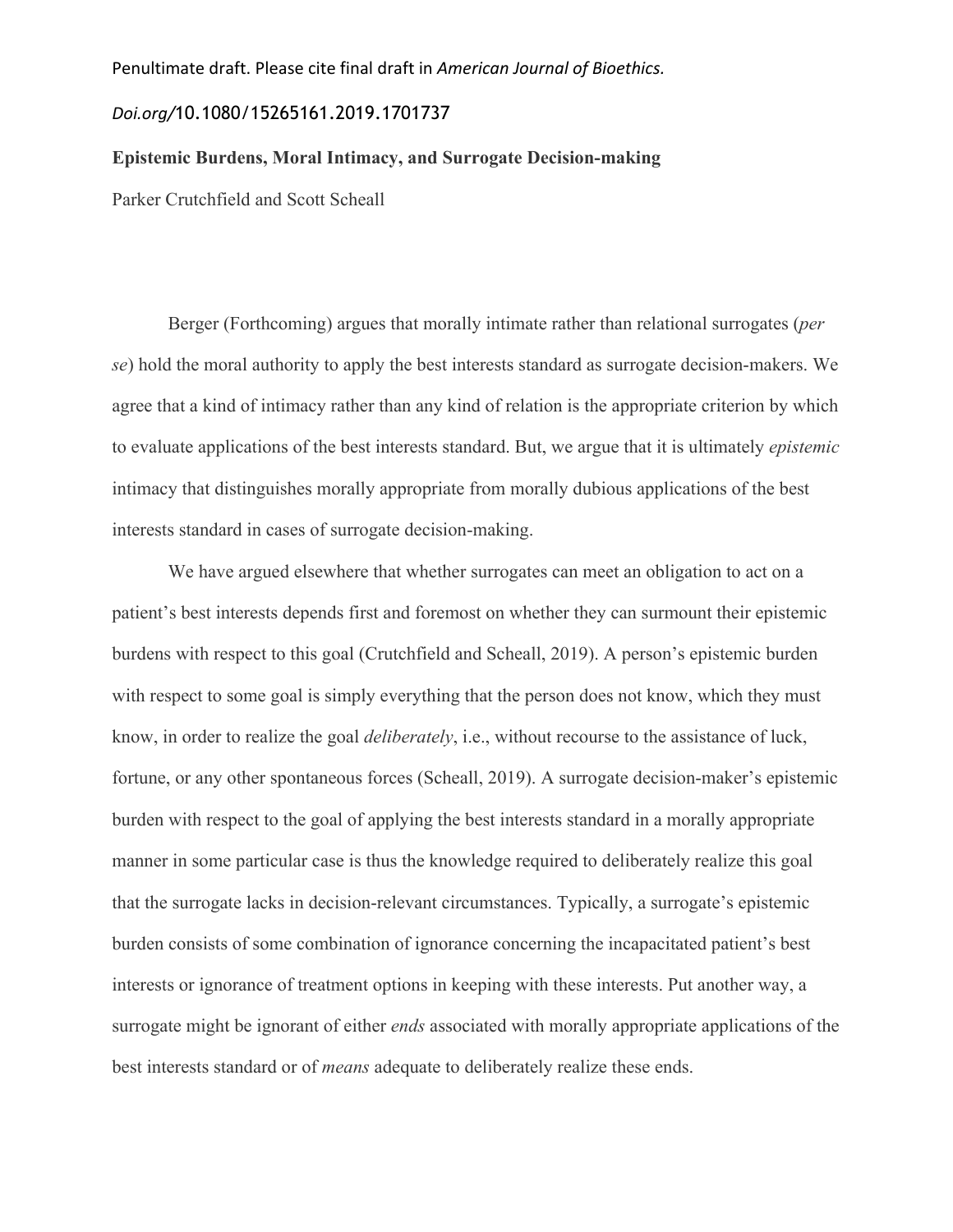Penultimate draft. Please cite final draft in *American Journal of Bioethics.*

*Doi.org/*10.1080/15265161.2019.1701737

**Epistemic Burdens, Moral Intimacy, and Surrogate Decision-making**

Parker Crutchfield and Scott Scheall

Berger (Forthcoming) argues that morally intimate rather than relational surrogates (*per se*) hold the moral authority to apply the best interests standard as surrogate decision-makers. We agree that a kind of intimacy rather than any kind of relation is the appropriate criterion by which to evaluate applications of the best interests standard. But, we argue that it is ultimately *epistemic* intimacy that distinguishes morally appropriate from morally dubious applications of the best interests standard in cases of surrogate decision-making.

We have argued elsewhere that whether surrogates can meet an obligation to act on a patient's best interests depends first and foremost on whether they can surmount their epistemic burdens with respect to this goal (Crutchfield and Scheall, 2019). A person's epistemic burden with respect to some goal is simply everything that the person does not know, which they must know, in order to realize the goal *deliberately*, i.e., without recourse to the assistance of luck, fortune, or any other spontaneous forces (Scheall, 2019). A surrogate decision-maker's epistemic burden with respect to the goal of applying the best interests standard in a morally appropriate manner in some particular case is thus the knowledge required to deliberately realize this goal that the surrogate lacks in decision-relevant circumstances. Typically, a surrogate's epistemic burden consists of some combination of ignorance concerning the incapacitated patient's best interests or ignorance of treatment options in keeping with these interests. Put another way, a surrogate might be ignorant of either *ends* associated with morally appropriate applications of the best interests standard or of *means* adequate to deliberately realize these ends.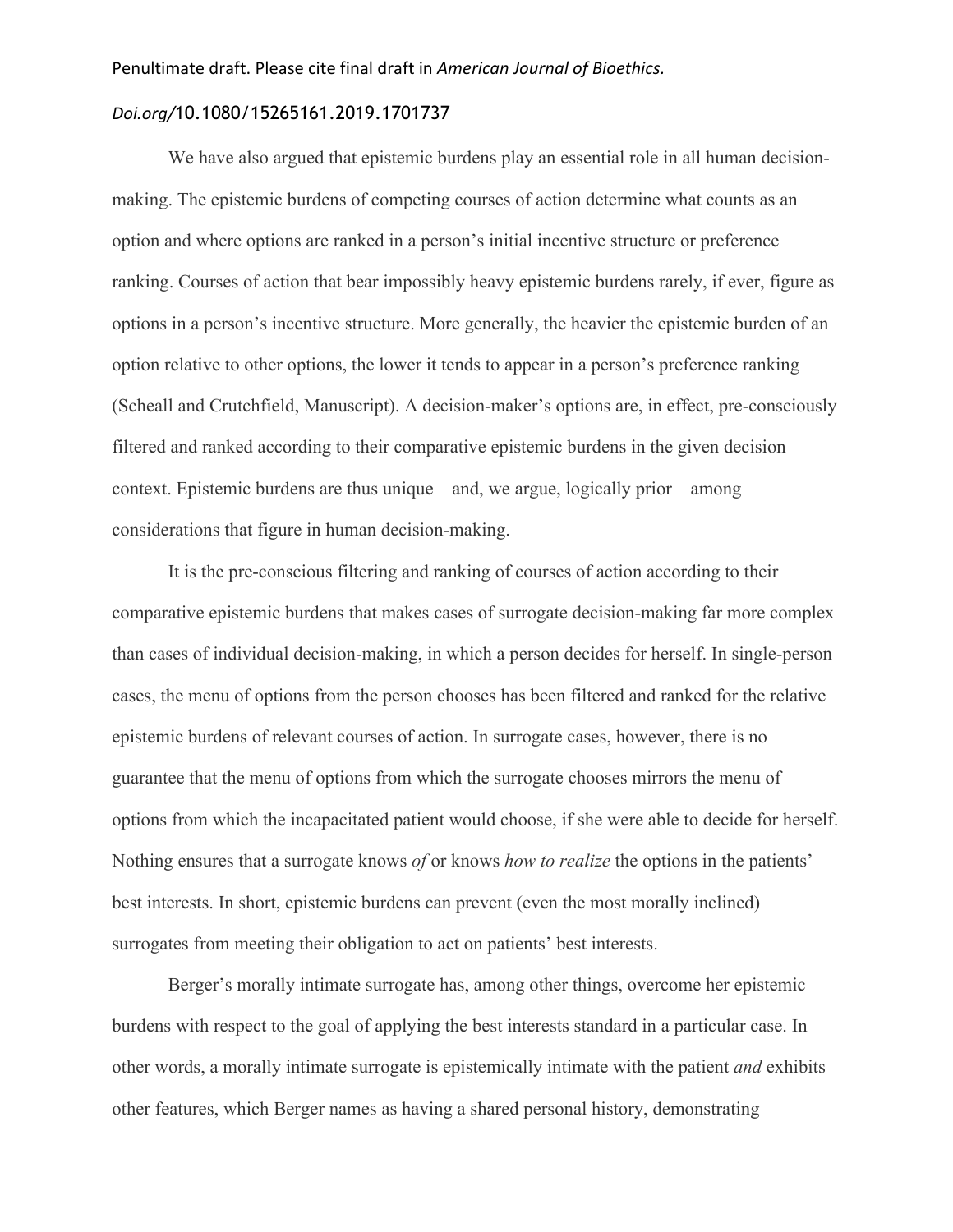We have also argued that epistemic burdens play an essential role in all human decision-making. The epistemic burdens of competing courses of action determine what counts as an option and where options are ranked in a person's initial incentive structure or preference ranking. Courses of action that bear impossibly heavy epistemic burdens rarely, if ever, figure as options in a person's incentive structure. More generally, the heavier the epistemic burden of an option relative to other options, the lower it tends to appear in a person's preference ranking (Scheall and Crutchfield, Manuscript). A decision-maker's options are, in effect, pre-consciously filtered and ranked according to their comparative epistemic burdens in the given decision context. Epistemic burdens are thus unique – and, we argue, logically prior – among considerations that figure in human decision-making.

It is the pre-conscious filtering and ranking of courses of action according to their comparative epistemic burdens that makes cases of surrogate decision-making far more complex than cases of individual decision-making, in which a person decides for herself. In single-person cases, the menu of options from the person chooses has been filtered and ranked for the relative epistemic burdens of relevant courses of action. In surrogate cases, however, there is no guarantee that the menu of options from which the surrogate chooses mirrors the menu of options from which the incapacitated patient would choose, if she were able to decide for herself. Nothing ensures that a surrogate knows *of* or knows *how to realize* the options in the patients' best interests. In short, epistemic burdens can prevent (even the most morally inclined) surrogates from meeting their obligation to act on patients' best interests.

Berger's morally intimate surrogate has, among other things, overcome her epistemic burdens with respect to the goal of applying the best interests standard in a particular case. In other words, a morally intimate surrogate is epistemically intimate with the patient *and* exhibits other features, which Berger names as having a shared personal history, demonstrating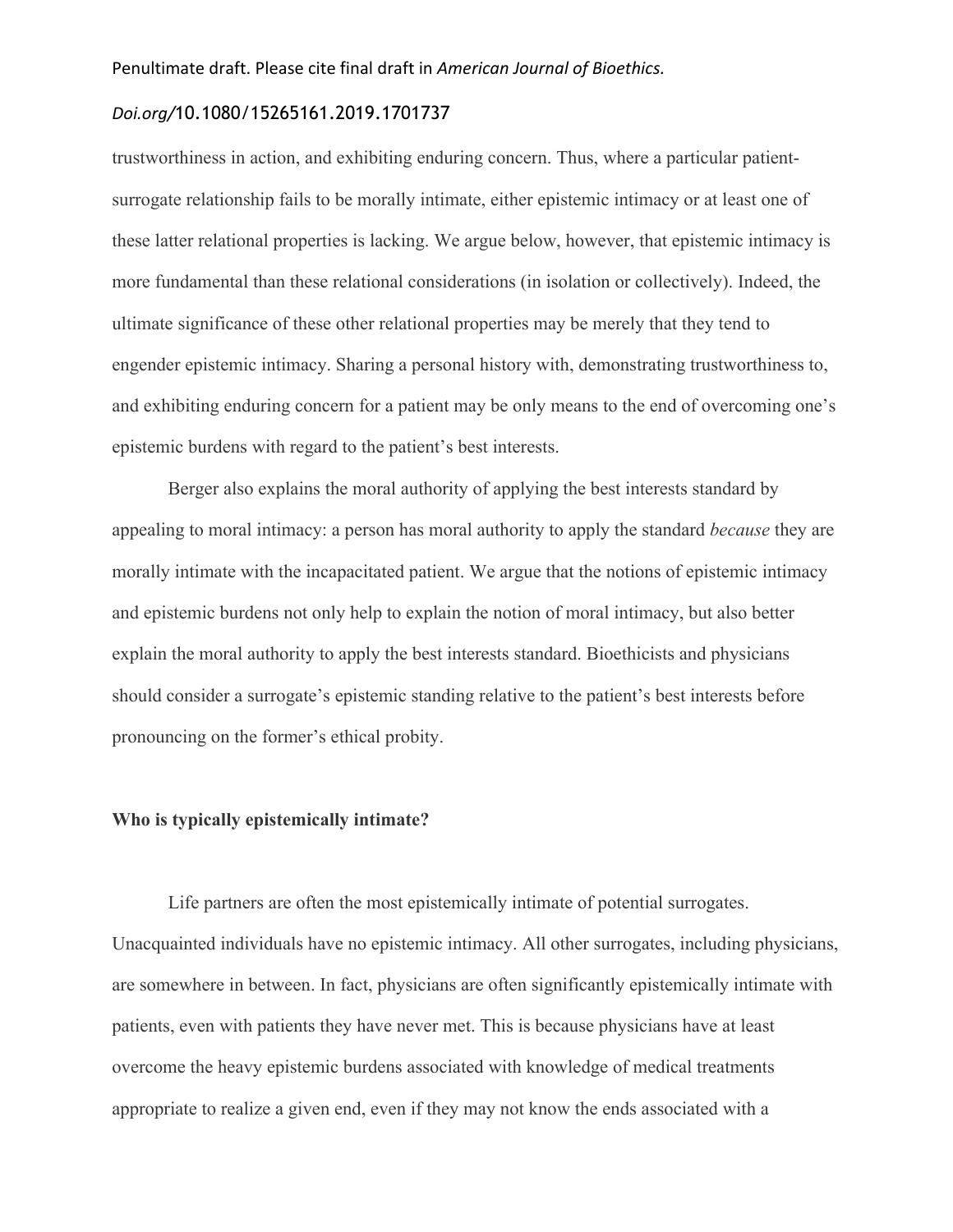trustworthiness in action, and exhibiting enduring concern. Thus, where a particular patient-surrogate relationship fails to be morally intimate, either epistemic intimacy or at least one of these latter relational properties is lacking. We argue below, however, that epistemic intimacy is more fundamental than these relational considerations (in isolation or collectively). Indeed, the ultimate significance of these other relational properties may be merely that they tend to engender epistemic intimacy. Sharing a personal history with, demonstrating trustworthiness to, and exhibiting enduring concern for a patient may be only means to the end of overcoming one's epistemic burdens with regard to the patient's best interests.

Berger also explains the moral authority of applying the best interests standard by appealing to moral intimacy: a person has moral authority to apply the standard *because* they are morally intimate with the incapacitated patient. We argue that the notions of epistemic intimacy and epistemic burdens not only help to explain the notion of moral intimacy, but also better explain the moral authority to apply the best interests standard. Bioethicists and physicians should consider a surrogate's epistemic standing relative to the patient's best interests before pronouncing on the former's ethical probity.

### Who is typically epistemically intimate?

Life partners are often the most epistemically intimate of potential surrogates. Unacquainted individuals have no epistemic intimacy. All other surrogates, including physicians, are somewhere in between. In fact, physicians are often significantly epistemically intimate with patients, even with patients they have never met. This is because physicians have at least overcome the heavy epistemic burdens associated with knowledge of medical treatments appropriate to realize a given end, even if they may not know the ends associated with a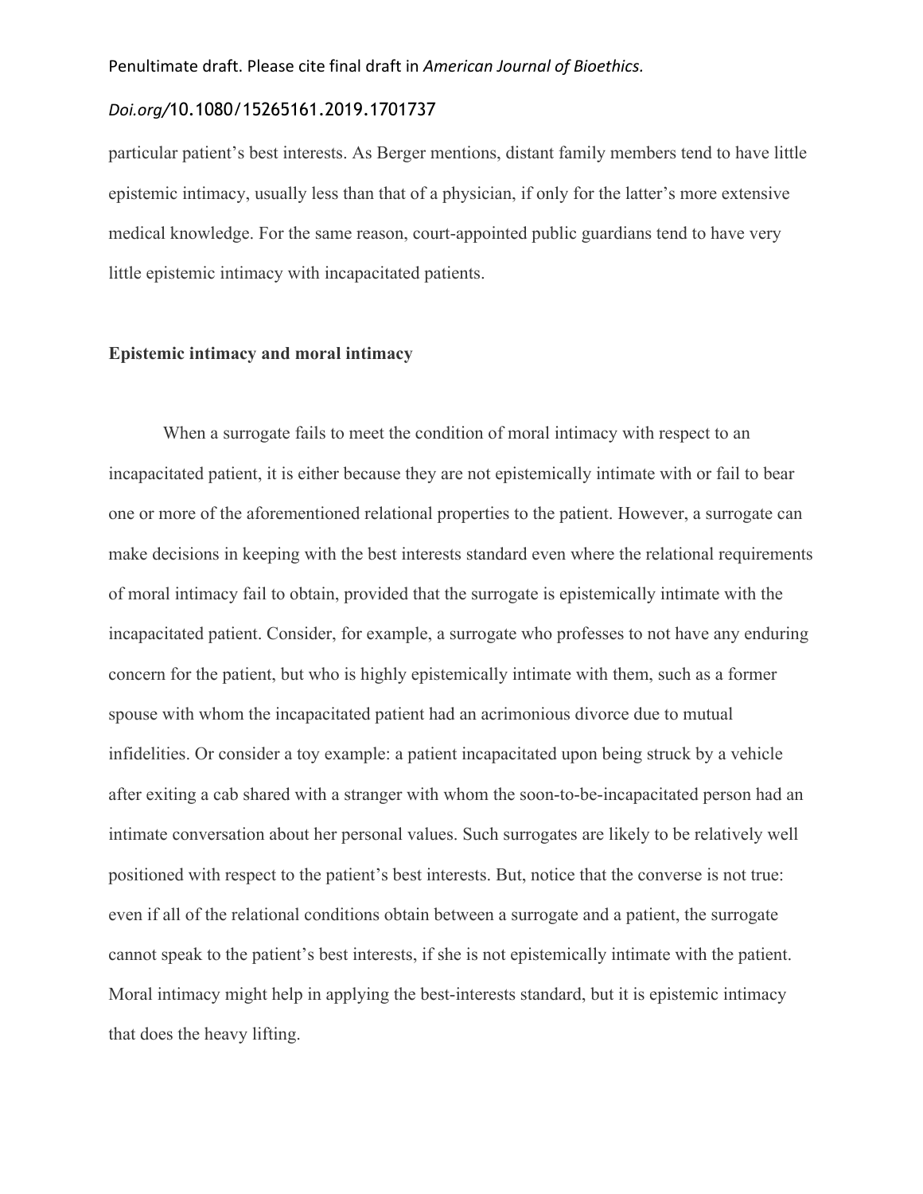particular patient's best interests. As Berger mentions, distant family members tend to have little epistemic intimacy, usually less than that of a physician, if only for the latter's more extensive medical knowledge. For the same reason, court-appointed public guardians tend to have very little epistemic intimacy with incapacitated patients.

**Epistemic intimacy and moral intimacy**

When a surrogate fails to meet the condition of moral intimacy with respect to an incapacitated patient, it is either because they are not epistemically intimate with or fail to bear one or more of the aforementioned relational properties to the patient. However, a surrogate can make decisions in keeping with the best interests standard even where the relational requirements of moral intimacy fail to obtain, provided that the surrogate is epistemically intimate with the incapacitated patient. Consider, for example, a surrogate who professes to not have any enduring concern for the patient, but who is highly epistemically intimate with them, such as a former spouse with whom the incapacitated patient had an acrimonious divorce due to mutual infidelities. Or consider a toy example: a patient incapacitated upon being struck by a vehicle after exiting a cab shared with a stranger with whom the soon-to-be-incapacitated person had an intimate conversation about her personal values. Such surrogates are likely to be relatively well positioned with respect to the patient's best interests. But, notice that the converse is not true: even if all of the relational conditions obtain between a surrogate and a patient, the surrogate cannot speak to the patient's best interests, if she is not epistemically intimate with the patient. Moral intimacy might help in applying the best-interests standard, but it is epistemic intimacy that does the heavy lifting.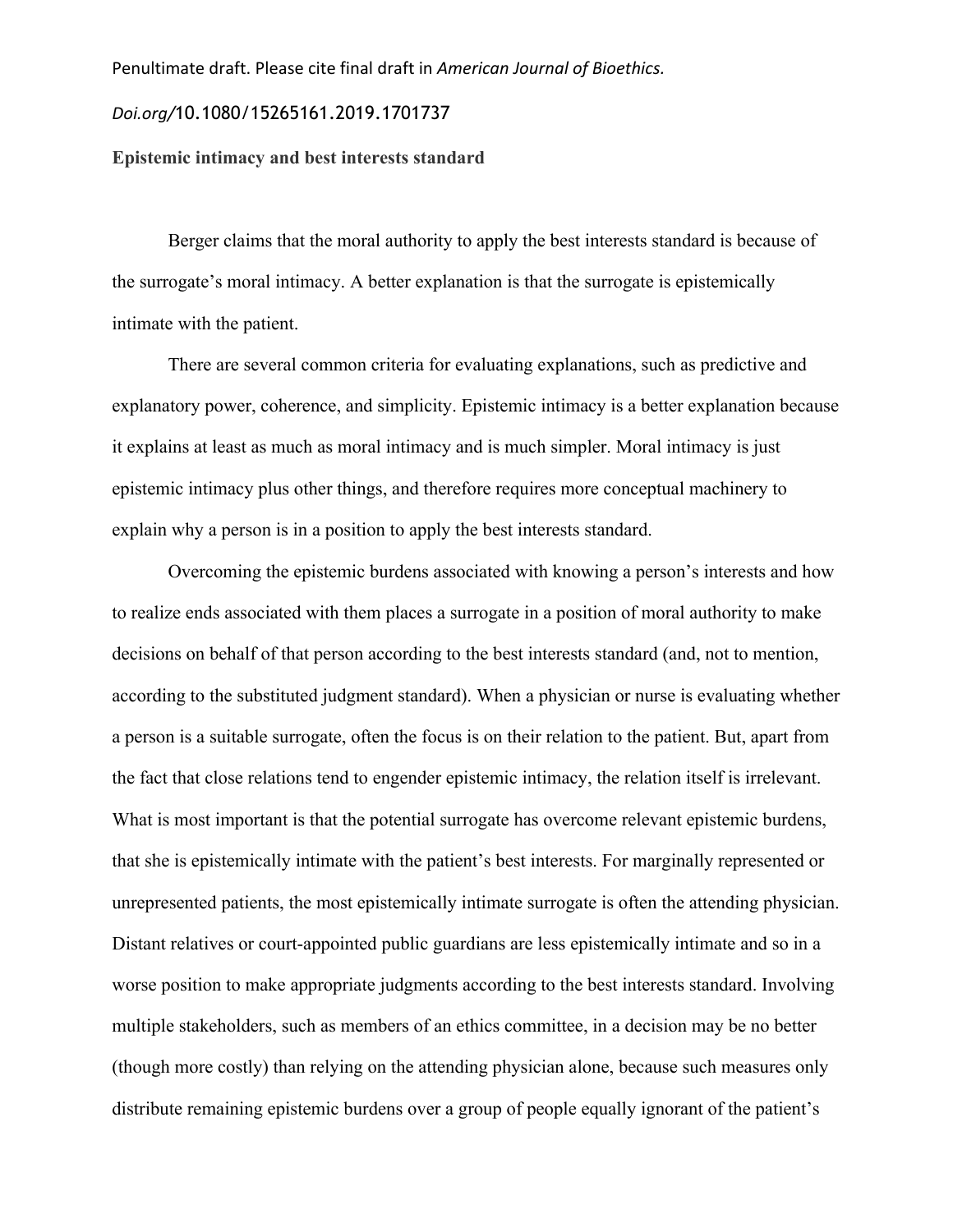Penultimate draft. Please cite final draft in *American Journal of Bioethics.*

*Doi.org/*10.1080/15265161.2019.1701737

**Epistemic intimacy and best interests standard**

Berger claims that the moral authority to apply the best interests standard is because of the surrogate's moral intimacy. A better explanation is that the surrogate is epistemically intimate with the patient.

There are several common criteria for evaluating explanations, such as predictive and explanatory power, coherence, and simplicity. Epistemic intimacy is a better explanation because it explains at least as much as moral intimacy and is much simpler. Moral intimacy is just epistemic intimacy plus other things, and therefore requires more conceptual machinery to explain why a person is in a position to apply the best interests standard.

Overcoming the epistemic burdens associated with knowing a person's interests and how to realize ends associated with them places a surrogate in a position of moral authority to make decisions on behalf of that person according to the best interests standard (and, not to mention, according to the substituted judgment standard). When a physician or nurse is evaluating whether a person is a suitable surrogate, often the focus is on their relation to the patient. But, apart from the fact that close relations tend to engender epistemic intimacy, the relation itself is irrelevant. What is most important is that the potential surrogate has overcome relevant epistemic burdens, that she is epistemically intimate with the patient's best interests. For marginally represented or unrepresented patients, the most epistemically intimate surrogate is often the attending physician. Distant relatives or court-appointed public guardians are less epistemically intimate and so in a worse position to make appropriate judgments according to the best interests standard. Involving multiple stakeholders, such as members of an ethics committee, in a decision may be no better (though more costly) than relying on the attending physician alone, because such measures only distribute remaining epistemic burdens over a group of people equally ignorant of the patient's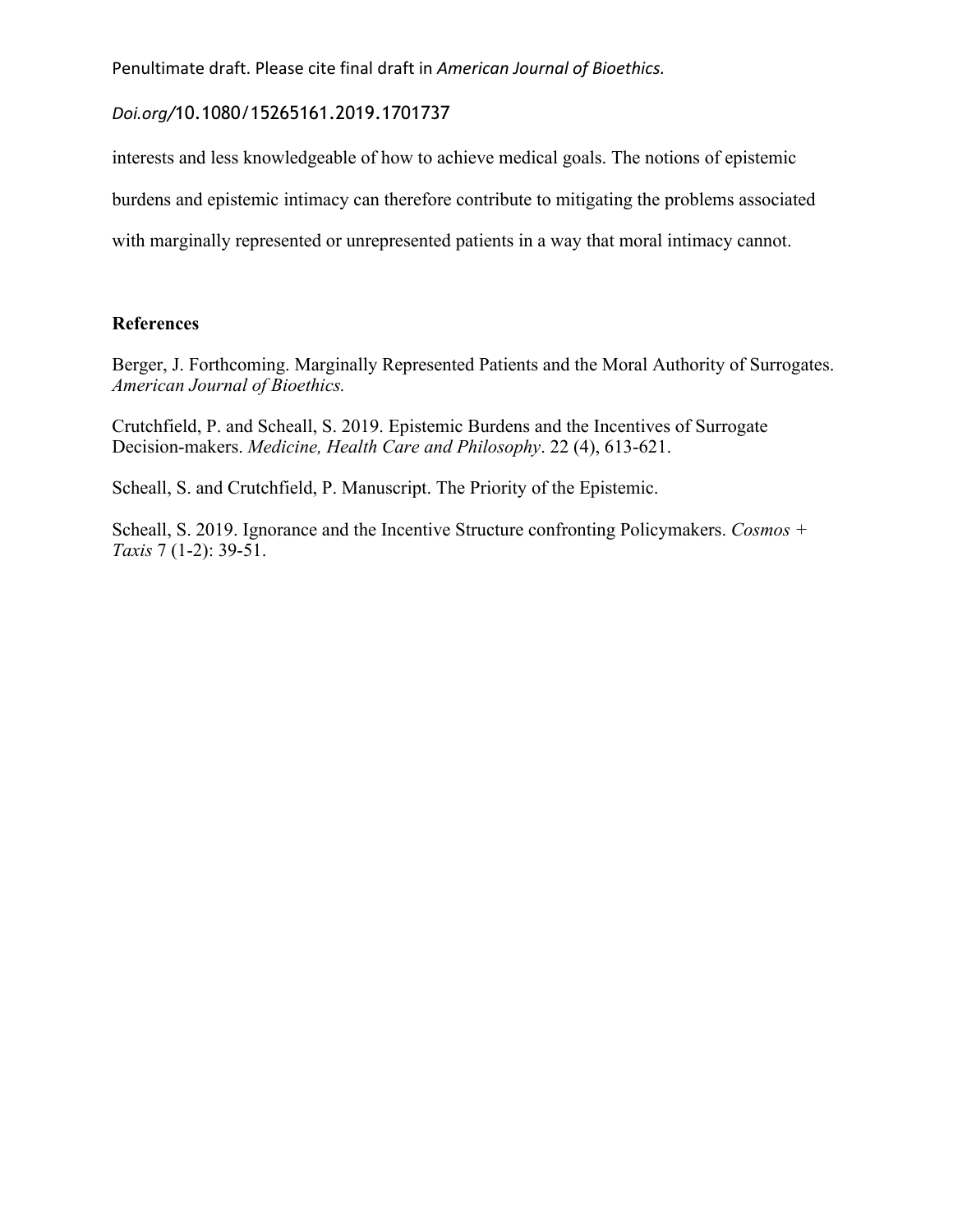interests and less knowledgeable of how to achieve medical goals. The notions of epistemic burdens and epistemic intimacy can therefore contribute to mitigating the problems associated with marginally represented or unrepresented patients in a way that moral intimacy cannot.

## References

Berger, J. Forthcoming. Marginally Represented Patients and the Moral Authority of Surrogates. *American Journal of Bioethics.*

Crutchfield, P. and Scheall, S. 2019. Epistemic Burdens and the Incentives of Surrogate Decision-makers. *Medicine, Health Care and Philosophy*. 22 (4), 613-621.

Scheall, S. and Crutchfield, P. Manuscript. The Priority of the Epistemic.

Scheall, S. 2019. Ignorance and the Incentive Structure confronting Policymakers. *Cosmos + Taxis* 7 (1-2): 39-51.